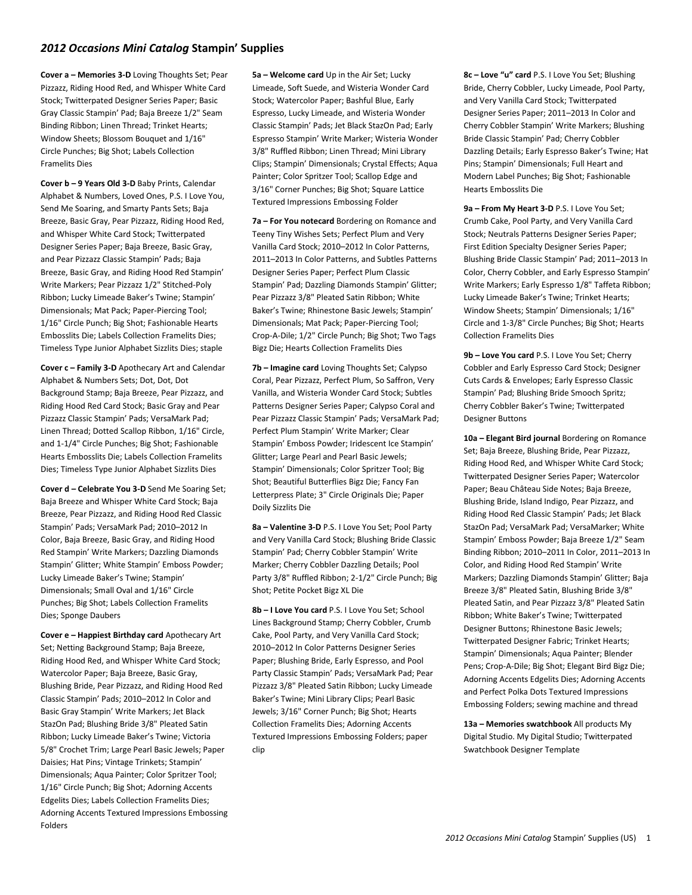# *2012 Occasions Mini Catalog* Stampin' Supplies

**Cover a – Memories 3-D** Loving Thoughts Set; Pear Pizzazz, Riding Hood Red, and Whisper White Card Stock; Twitterpated Designer Series Paper; Basic Gray Classic Stampin' Pad; Baja Breeze 1/2" Seam Binding Ribbon; Linen Thread; Trinket Hearts; Window Sheets; Blossom Bouquet and 1/16" Circle Punches; Big Shot; Labels Collection Framelits Dies

**Cover b – 9 Years Old 3-D** Baby Prints, Calendar Alphabet & Numbers, Loved Ones, P.S. I Love You, Send Me Soaring, and Smarty Pants Sets; Baja Breeze, Basic Gray, Pear Pizzazz, Riding Hood Red, and Whisper White Card Stock; Twitterpated Designer Series Paper; Baja Breeze, Basic Gray, and Pear Pizzazz Classic Stampin' Pads; Baja Breeze, Basic Gray, and Riding Hood Red Stampin' Write Markers; Pear Pizzazz 1/2" Stitched-Poly Ribbon; Lucky Limeade Baker's Twine; Stampin' Dimensionals; Mat Pack; Paper-Piercing Tool; 1/16" Circle Punch; Big Shot; Fashionable Hearts Embosslits Die; Labels Collection Framelits Dies; Timeless Type Junior Alphabet Sizzlits Dies; staple

**Cover c – Family 3-D** Apothecary Art and Calendar Alphabet & Numbers Sets; Dot, Dot, Dot Background Stamp; Baja Breeze, Pear Pizzazz, and Riding Hood Red Card Stock; Basic Gray and Pear Pizzazz Classic Stampin' Pads; VersaMark Pad; Linen Thread; Dotted Scallop Ribbon, 1/16" Circle, and 1-1/4" Circle Punches; Big Shot; Fashionable Hearts Embosslits Die; Labels Collection Framelits Dies; Timeless Type Junior Alphabet Sizzlits Dies

**Cover d – Celebrate You 3-D** Send Me Soaring Set; Baja Breeze and Whisper White Card Stock; Baja Breeze, Pear Pizzazz, and Riding Hood Red Classic Stampin' Pads; VersaMark Pad; 2010–2012 In Color, Baja Breeze, Basic Gray, and Riding Hood Red Stampin' Write Markers; Dazzling Diamonds Stampin' Glitter; White Stampin' Emboss Powder; Lucky Limeade Baker's Twine; Stampin' Dimensionals; Small Oval and 1/16" Circle Punches; Big Shot; Labels Collection Framelits Dies; Sponge Daubers

**Cover e – Happiest Birthday card** Apothecary Art Set; Netting Background Stamp; Baja Breeze, Riding Hood Red, and Whisper White Card Stock; Watercolor Paper; Baja Breeze, Basic Gray, Blushing Bride, Pear Pizzazz, and Riding Hood Red Classic Stampin' Pads; 2010–2012 In Color and Basic Gray Stampin' Write Markers; Jet Black StazOn Pad; Blushing Bride 3/8" Pleated Satin Ribbon; Lucky Limeade Baker's Twine; Victoria 5/8" Crochet Trim; Large Pearl Basic Jewels; Paper Daisies; Hat Pins; Vintage Trinkets; Stampin' Dimensionals; Aqua Painter; Color Spritzer Tool; 1/16" Circle Punch; Big Shot; Adorning Accents Edgelits Dies; Labels Collection Framelits Dies; Adorning Accents Textured Impressions Embossing Folders

**5a – Welcome card** Up in the Air Set; Lucky Limeade, Soft Suede, and Wisteria Wonder Card Stock; Watercolor Paper; Bashful Blue, Early Espresso, Lucky Limeade, and Wisteria Wonder Classic Stampin' Pads; Jet Black StazOn Pad; Early Espresso Stampin' Write Marker; Wisteria Wonder 3/8" Ruffled Ribbon; Linen Thread; Mini Library Clips; Stampin' Dimensionals; Crystal Effects; Aqua Painter; Color Spritzer Tool; Scallop Edge and 3/16" Corner Punches; Big Shot; Square Lattice Textured Impressions Embossing Folder

**7a – For You notecard** Bordering on Romance and Teeny Tiny Wishes Sets; Perfect Plum and Very Vanilla Card Stock; 2010–2012 In Color Patterns, 2011–2013 In Color Patterns, and Subtles Patterns Designer Series Paper; Perfect Plum Classic Stampin' Pad; Dazzling Diamonds Stampin' Glitter; Pear Pizzazz 3/8" Pleated Satin Ribbon; White Baker's Twine; Rhinestone Basic Jewels; Stampin' Dimensionals; Mat Pack; Paper-Piercing Tool; Crop-A-Dile; 1/2" Circle Punch; Big Shot; Two Tags Bigz Die; Hearts Collection Framelits Dies

**7b – Imagine card** Loving Thoughts Set; Calypso Coral, Pear Pizzazz, Perfect Plum, So Saffron, Very Vanilla, and Wisteria Wonder Card Stock; Subtles Patterns Designer Series Paper; Calypso Coral and Pear Pizzazz Classic Stampin' Pads; VersaMark Pad; Perfect Plum Stampin' Write Marker; Clear Stampin' Emboss Powder; Iridescent Ice Stampin' Glitter; Large Pearl and Pearl Basic Jewels; Stampin' Dimensionals; Color Spritzer Tool; Big Shot; Beautiful Butterflies Bigz Die; Fancy Fan Letterpress Plate; 3" Circle Originals Die; Paper Doily Sizzlits Die

**8a – Valentine 3-D** P.S. I Love You Set; Pool Party and Very Vanilla Card Stock; Blushing Bride Classic Stampin' Pad; Cherry Cobbler Stampin' Write Marker; Cherry Cobbler Dazzling Details; Pool Party 3/8" Ruffled Ribbon; 2-1/2" Circle Punch; Big Shot; Petite Pocket Bigz XL Die

**8b – I Love You card** P.S. I Love You Set; School Lines Background Stamp; Cherry Cobbler, Crumb Cake, Pool Party, and Very Vanilla Card Stock; 2010–2012 In Color Patterns Designer Series Paper; Blushing Bride, Early Espresso, and Pool Party Classic Stampin' Pads; VersaMark Pad; Pear Pizzazz 3/8" Pleated Satin Ribbon; Lucky Limeade Baker's Twine; Mini Library Clips; Pearl Basic Jewels; 3/16" Corner Punch; Big Shot; Hearts Collection Framelits Dies; Adorning Accents Textured Impressions Embossing Folders; paper clip

**8c – Love "u" card** P.S. I Love You Set; Blushing Bride, Cherry Cobbler, Lucky Limeade, Pool Party, and Very Vanilla Card Stock; Twitterpated Designer Series Paper; 2011–2013 In Color and Cherry Cobbler Stampin' Write Markers; Blushing Bride Classic Stampin' Pad; Cherry Cobbler Dazzling Details; Early Espresso Baker's Twine; Hat Pins; Stampin' Dimensionals; Full Heart and Modern Label Punches; Big Shot; Fashionable Hearts Embosslits Die

**9a – From My Heart 3-D** P.S. I Love You Set; Crumb Cake, Pool Party, and Very Vanilla Card Stock; Neutrals Patterns Designer Series Paper; First Edition Specialty Designer Series Paper; Blushing Bride Classic Stampin' Pad; 2011–2013 In Color, Cherry Cobbler, and Early Espresso Stampin' Write Markers; Early Espresso 1/8" Taffeta Ribbon; Lucky Limeade Baker's Twine; Trinket Hearts; Window Sheets; Stampin' Dimensionals; 1/16" Circle and 1-3/8" Circle Punches; Big Shot; Hearts Collection Framelits Dies

**9b – Love You card** P.S. I Love You Set; Cherry Cobbler and Early Espresso Card Stock; Designer Cuts Cards & Envelopes; Early Espresso Classic Stampin' Pad; Blushing Bride Smooch Spritz; Cherry Cobbler Baker's Twine; Twitterpated Designer Buttons

**10a – Elegant Bird journal** Bordering on Romance Set; Baja Breeze, Blushing Bride, Pear Pizzazz, Riding Hood Red, and Whisper White Card Stock; Twitterpated Designer Series Paper; Watercolor Paper; Beau Château Side Notes; Baja Breeze, Blushing Bride, Island Indigo, Pear Pizzazz, and Riding Hood Red Classic Stampin' Pads; Jet Black StazOn Pad; VersaMark Pad; VersaMarker; White Stampin' Emboss Powder; Baja Breeze 1/2" Seam Binding Ribbon; 2010–2011 In Color, 2011–2013 In Color, and Riding Hood Red Stampin' Write Markers; Dazzling Diamonds Stampin' Glitter; Baja Breeze 3/8" Pleated Satin, Blushing Bride 3/8" Pleated Satin, and Pear Pizzazz 3/8" Pleated Satin Ribbon; White Baker's Twine; Twitterpated Designer Buttons; Rhinestone Basic Jewels; Twitterpated Designer Fabric; Trinket Hearts; Stampin' Dimensionals; Aqua Painter; Blender Pens; Crop-A-Dile; Big Shot; Elegant Bird Bigz Die; Adorning Accents Edgelits Dies; Adorning Accents and Perfect Polka Dots Textured Impressions Embossing Folders; sewing machine and thread

**13a – Memories swatchbook** All products My Digital Studio. My Digital Studio; Twitterpated Swatchbook Designer Template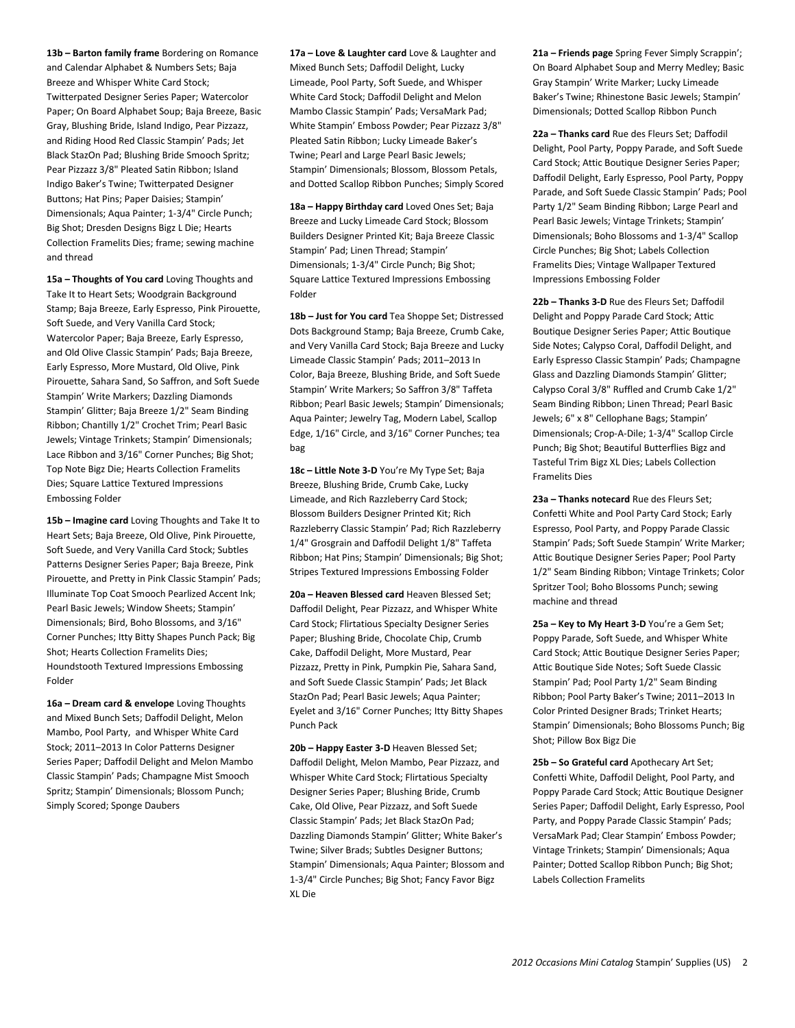**13b – Barton family frame** Bordering on Romance and Calendar Alphabet & Numbers Sets; Baja Breeze and Whisper White Card Stock; Twitterpated Designer Series Paper; Watercolor Paper; On Board Alphabet Soup; Baja Breeze, Basic Gray, Blushing Bride, Island Indigo, Pear Pizzazz, and Riding Hood Red Classic Stampin' Pads; Jet Black StazOn Pad; Blushing Bride Smooch Spritz; Pear Pizzazz 3/8" Pleated Satin Ribbon; Island Indigo Baker's Twine; Twitterpated Designer Buttons; Hat Pins; Paper Daisies; Stampin' Dimensionals; Aqua Painter; 1-3/4" Circle Punch; Big Shot; Dresden Designs Bigz L Die; Hearts Collection Framelits Dies; frame; sewing machine and thread

**15a – Thoughts of You card** Loving Thoughts and Take It to Heart Sets; Woodgrain Background Stamp; Baja Breeze, Early Espresso, Pink Pirouette, Soft Suede, and Very Vanilla Card Stock; Watercolor Paper; Baja Breeze, Early Espresso, and Old Olive Classic Stampin' Pads; Baja Breeze, Early Espresso, More Mustard, Old Olive, Pink Pirouette, Sahara Sand, So Saffron, and Soft Suede Stampin' Write Markers; Dazzling Diamonds Stampin' Glitter; Baja Breeze 1/2" Seam Binding Ribbon; Chantilly 1/2" Crochet Trim; Pearl Basic Jewels; Vintage Trinkets; Stampin' Dimensionals; Lace Ribbon and 3/16" Corner Punches; Big Shot; Top Note Bigz Die; Hearts Collection Framelits Dies; Square Lattice Textured Impressions Embossing Folder

**15b – Imagine card** Loving Thoughts and Take It to Heart Sets; Baja Breeze, Old Olive, Pink Pirouette, Soft Suede, and Very Vanilla Card Stock; Subtles Patterns Designer Series Paper; Baja Breeze, Pink Pirouette, and Pretty in Pink Classic Stampin' Pads; Illuminate Top Coat Smooch Pearlized Accent Ink; Pearl Basic Jewels; Window Sheets; Stampin' Dimensionals; Bird, Boho Blossoms, and 3/16" Corner Punches; Itty Bitty Shapes Punch Pack; Big Shot; Hearts Collection Framelits Dies; Houndstooth Textured Impressions Embossing Folder

**16a – Dream card & envelope** Loving Thoughts and Mixed Bunch Sets; Daffodil Delight, Melon Mambo, Pool Party, and Whisper White Card Stock; 2011–2013 In Color Patterns Designer Series Paper; Daffodil Delight and Melon Mambo Classic Stampin' Pads; Champagne Mist Smooch Spritz; Stampin' Dimensionals; Blossom Punch; Simply Scored; Sponge Daubers

**17a – Love & Laughter card** Love & Laughter and Mixed Bunch Sets; Daffodil Delight, Lucky Limeade, Pool Party, Soft Suede, and Whisper White Card Stock; Daffodil Delight and Melon Mambo Classic Stampin' Pads; VersaMark Pad; White Stampin' Emboss Powder; Pear Pizzazz 3/8" Pleated Satin Ribbon; Lucky Limeade Baker's Twine; Pearl and Large Pearl Basic Jewels; Stampin' Dimensionals; Blossom, Blossom Petals, and Dotted Scallop Ribbon Punches; Simply Scored

**18a – Happy Birthday card** Loved Ones Set; Baja Breeze and Lucky Limeade Card Stock; Blossom Builders Designer Printed Kit; Baja Breeze Classic Stampin' Pad; Linen Thread; Stampin' Dimensionals; 1-3/4" Circle Punch; Big Shot; Square Lattice Textured Impressions Embossing Folder

**18b – Just for You card** Tea Shoppe Set; Distressed Dots Background Stamp; Baja Breeze, Crumb Cake, and Very Vanilla Card Stock; Baja Breeze and Lucky Limeade Classic Stampin' Pads; 2011–2013 In Color, Baja Breeze, Blushing Bride, and Soft Suede Stampin' Write Markers; So Saffron 3/8" Taffeta Ribbon; Pearl Basic Jewels; Stampin' Dimensionals; Aqua Painter; Jewelry Tag, Modern Label, Scallop Edge, 1/16" Circle, and 3/16" Corner Punches; tea bag

**18c – Little Note 3-D** You're My Type Set; Baja Breeze, Blushing Bride, Crumb Cake, Lucky Limeade, and Rich Razzleberry Card Stock; Blossom Builders Designer Printed Kit; Rich Razzleberry Classic Stampin' Pad; Rich Razzleberry 1/4" Grosgrain and Daffodil Delight 1/8" Taffeta Ribbon; Hat Pins; Stampin' Dimensionals; Big Shot; Stripes Textured Impressions Embossing Folder

**20a – Heaven Blessed card** Heaven Blessed Set; Daffodil Delight, Pear Pizzazz, and Whisper White Card Stock; Flirtatious Specialty Designer Series Paper; Blushing Bride, Chocolate Chip, Crumb Cake, Daffodil Delight, More Mustard, Pear Pizzazz, Pretty in Pink, Pumpkin Pie, Sahara Sand, and Soft Suede Classic Stampin' Pads; Jet Black StazOn Pad; Pearl Basic Jewels; Aqua Painter; Eyelet and 3/16" Corner Punches; Itty Bitty Shapes Punch Pack

**20b – Happy Easter 3-D** Heaven Blessed Set; Daffodil Delight, Melon Mambo, Pear Pizzazz, and Whisper White Card Stock; Flirtatious Specialty Designer Series Paper; Blushing Bride, Crumb Cake, Old Olive, Pear Pizzazz, and Soft Suede Classic Stampin' Pads; Jet Black StazOn Pad; Dazzling Diamonds Stampin' Glitter; White Baker's Twine; Silver Brads; Subtles Designer Buttons; Stampin' Dimensionals; Aqua Painter; Blossom and 1-3/4" Circle Punches; Big Shot; Fancy Favor Bigz XL Die

**21a – Friends page** Spring Fever Simply Scrappin'; On Board Alphabet Soup and Merry Medley; Basic Gray Stampin' Write Marker; Lucky Limeade Baker's Twine; Rhinestone Basic Jewels; Stampin' Dimensionals; Dotted Scallop Ribbon Punch

**22a – Thanks card** Rue des Fleurs Set; Daffodil Delight, Pool Party, Poppy Parade, and Soft Suede Card Stock; Attic Boutique Designer Series Paper; Daffodil Delight, Early Espresso, Pool Party, Poppy Parade, and Soft Suede Classic Stampin' Pads; Pool Party 1/2" Seam Binding Ribbon; Large Pearl and Pearl Basic Jewels; Vintage Trinkets; Stampin' Dimensionals; Boho Blossoms and 1-3/4" Scallop Circle Punches; Big Shot; Labels Collection Framelits Dies; Vintage Wallpaper Textured Impressions Embossing Folder

**22b – Thanks 3-D** Rue des Fleurs Set; Daffodil Delight and Poppy Parade Card Stock; Attic Boutique Designer Series Paper; Attic Boutique Side Notes; Calypso Coral, Daffodil Delight, and Early Espresso Classic Stampin' Pads; Champagne Glass and Dazzling Diamonds Stampin' Glitter; Calypso Coral 3/8" Ruffled and Crumb Cake 1/2" Seam Binding Ribbon; Linen Thread; Pearl Basic Jewels; 6" x 8" Cellophane Bags; Stampin' Dimensionals; Crop-A-Dile; 1-3/4" Scallop Circle Punch; Big Shot; Beautiful Butterflies Bigz and Tasteful Trim Bigz XL Dies; Labels Collection Framelits Dies

**23a – Thanks notecard** Rue des Fleurs Set; Confetti White and Pool Party Card Stock; Early Espresso, Pool Party, and Poppy Parade Classic Stampin' Pads; Soft Suede Stampin' Write Marker; Attic Boutique Designer Series Paper; Pool Party 1/2" Seam Binding Ribbon; Vintage Trinkets; Color Spritzer Tool; Boho Blossoms Punch; sewing machine and thread

**25a – Key to My Heart 3-D** You're a Gem Set; Poppy Parade, Soft Suede, and Whisper White Card Stock; Attic Boutique Designer Series Paper; Attic Boutique Side Notes; Soft Suede Classic Stampin' Pad; Pool Party 1/2" Seam Binding Ribbon; Pool Party Baker's Twine; 2011–2013 In Color Printed Designer Brads; Trinket Hearts; Stampin' Dimensionals; Boho Blossoms Punch; Big Shot; Pillow Box Bigz Die

**25b – So Grateful card** Apothecary Art Set; Confetti White, Daffodil Delight, Pool Party, and Poppy Parade Card Stock; Attic Boutique Designer Series Paper; Daffodil Delight, Early Espresso, Pool Party, and Poppy Parade Classic Stampin' Pads; VersaMark Pad; Clear Stampin' Emboss Powder; Vintage Trinkets; Stampin' Dimensionals; Aqua Painter; Dotted Scallop Ribbon Punch; Big Shot; Labels Collection Framelits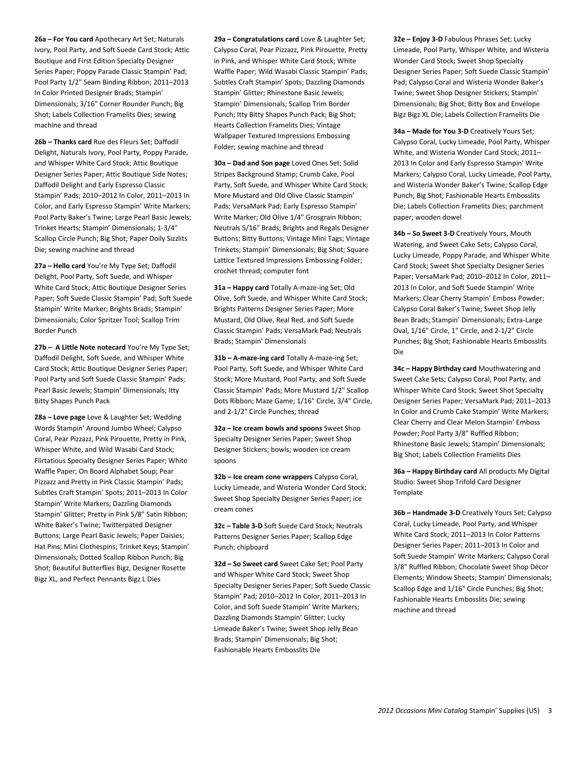**26a – For You card** Apothecary Art Set; Naturals Ivory, Pool Party, and Soft Suede Card Stock; Attic Boutique and First Edition Specialty Designer Series Paper; Poppy Parade Classic Stampin' Pad; Pool Party 1/2" Seam Binding Ribbon; 2011–2013 In Color Printed Designer Brads; Stampin' Dimensionals; 3/16" Corner Rounder Punch; Big Shot; Labels Collection Framelits Dies; sewing machine and thread

**26b – Thanks card** Rue des Fleurs Set; Daffodil Delight, Naturals Ivory, Pool Party, Poppy Parade, and Whisper White Card Stock; Attic Boutique Designer Series Paper; Attic Boutique Side Notes; Daffodil Delight and Early Espresso Classic Stampin' Pads; 2010–2012 In Color, 2011–2013 In Color, and Early Espresso Stampin' Write Markers; Pool Party Baker's Twine; Large Pearl Basic Jewels; Trinket Hearts; Stampin' Dimensionals; 1-3/4" Scallop Circle Punch; Big Shot; Paper Doily Sizzlits Die; sewing machine and thread

**27a – Hello card** You're My Type Set; Daffodil Delight, Pool Party, Soft Suede, and Whisper White Card Stock; Attic Boutique Designer Series Paper; Soft Suede Classic Stampin' Pad; Soft Suede Stampin' Write Marker; Brights Brads; Stampin' Dimensionals; Color Spritzer Tool; Scallop Trim Border Punch

**27b – A Little Note notecard** You're My Type Set; Daffodil Delight, Soft Suede, and Whisper White Card Stock; Attic Boutique Designer Series Paper; Pool Party and Soft Suede Classic Stampin' Pads; Pearl Basic Jewels; Stampin' Dimensionals; Itty Bitty Shapes Punch Pack

**28a – Love page** Love & Laughter Set; Wedding Words Stampin' Around Jumbo Wheel; Calypso Coral, Pear Pizzazz, Pink Pirouette, Pretty in Pink, Whisper White, and Wild Wasabi Card Stock; Flirtatious Specialty Designer Series Paper; White Waffle Paper; On Board Alphabet Soup; Pear Pizzazz and Pretty in Pink Classic Stampin' Pads; Subtles Craft Stampin' Spots; 2011–2013 In Color Stampin' Write Markers; Dazzling Diamonds Stampin' Glitter; Pretty in Pink 5/8" Satin Ribbon; White Baker's Twine; Twitterpated Designer Buttons; Large Pearl Basic Jewels; Paper Daisies; Hat Pins; Mini Clothespins; Trinket Keys; Stampin' Dimensionals; Dotted Scallop Ribbon Punch; Big Shot; Beautiful Butterflies Bigz, Designer Rosette Bigz XL, and Perfect Pennants Bigz L Dies

**29a – Congratulations card** Love & Laughter Set; Calypso Coral, Pear Pizzazz, Pink Pirouette, Pretty in Pink, and Whisper White Card Stock; White Waffle Paper; Wild Wasabi Classic Stampin' Pads; Subtles Craft Stampin' Spots; Dazzling Diamonds Stampin' Glitter; Rhinestone Basic Jewels; Stampin' Dimensionals; Scallop Trim Border Punch; Itty Bitty Shapes Punch Pack; Big Shot; Hearts Collection Framelits Dies; Vintage Wallpaper Textured Impressions Embossing Folder; sewing machine and thread

**30a – Dad and Son page** Loved Ones Set; Solid Stripes Background Stamp; Crumb Cake, Pool Party, Soft Suede, and Whisper White Card Stock; More Mustard and Old Olive Classic Stampin' Pads; VersaMark Pad; Early Espresso Stampin' Write Marker; Old Olive 1/4" Grosgrain Ribbon; Neutrals 5/16" Brads; Brights and Regals Designer Buttons; Bitty Buttons; Vintage Mini Tags; Vintage Trinkets; Stampin' Dimensionals; Big Shot; Square Lattice Textured Impressions Embossing Folder; crochet thread; computer font

**31a – Happy card** Totally A-maze-ing Set; Old Olive, Soft Suede, and Whisper White Card Stock; Brights Patterns Designer Series Paper; More Mustard, Old Olive, Real Red, and Soft Suede Classic Stampin' Pads; VersaMark Pad; Neutrals Brads; Stampin' Dimensionals

**31b – A-maze-ing card** Totally A-maze-ing Set; Pool Party, Soft Suede, and Whisper White Card Stock; More Mustard, Pool Party, and Soft Suede Classic Stampin' Pads; More Mustard 1/2" Scallop Dots Ribbon; Maze Game; 1/16" Circle, 3/4" Circle, and 2-1/2" Circle Punches; thread

**32a – Ice cream bowls and spoons** Sweet Shop Specialty Designer Series Paper; Sweet Shop Designer Stickers; bowls; wooden ice cream spoons

**32b – Ice cream cone wrappers** Calypso Coral, Lucky Limeade, and Wisteria Wonder Card Stock; Sweet Shop Specialty Designer Series Paper; ice cream cones

**32c – Table 3-D** Soft Suede Card Stock; Neutrals Patterns Designer Series Paper; Scallop Edge Punch; chipboard

**32d – So Sweet card** Sweet Cake Set; Pool Party and Whisper White Card Stock; Sweet Shop Specialty Designer Series Paper; Soft Suede Classic Stampin' Pad; 2010–2012 In Color, 2011–2013 In Color, and Soft Suede Stampin' Write Markers; Dazzling Diamonds Stampin' Glitter; Lucky Limeade Baker's Twine; Sweet Shop Jelly Bean Brads; Stampin' Dimensionals; Big Shot; Fashionable Hearts Embosslits Die

**32e – Enjoy 3-D** Fabulous Phrases Set; Lucky Limeade, Pool Party, Whisper White, and Wisteria Wonder Card Stock; Sweet Shop Specialty Designer Series Paper; Soft Suede Classic Stampin' Pad; Calypso Coral and Wisteria Wonder Baker's Twine; Sweet Shop Designer Stickers; Stampin' Dimensionals; Big Shot; Bitty Box and Envelope Bigz Bigz XL Die; Labels Collection Framelits Die

**34a – Made for You 3-D** Creatively Yours Set; Calypso Coral, Lucky Limeade, Pool Party, Whisper White, and Wisteria Wonder Card Stock; 2011–2013 In Color and Early Espresso Stampin' Write Markers; Calypso Coral, Lucky Limeade, Pool Party, and Wisteria Wonder Baker's Twine; Scallop Edge Punch; Big Shot; Fashionable Hearts Embosslits Die; Labels Collection Framelits Dies; parchment paper; wooden dowel

**34b – So Sweet 3-D** Creatively Yours, Mouth Watering, and Sweet Cake Sets; Calypso Coral, Lucky Limeade, Poppy Parade, and Whisper White Card Stock; Sweet Shot Specialty Designer Series Paper; VersaMark Pad; 2010–2012 In Color, 2011–2013 In Color, and Soft Suede Stampin' Write Markers; Clear Cherry Stampin' Emboss Powder; Calypso Coral Baker's Twine; Sweet Shop Jelly Bean Brads; Stampin' Dimensionals; Extra-Large Oval, 1/16" Circle, 1" Circle, and 2-1/2" Circle Punches; Big Shot; Fashionable Hearts Embosslits Die

**34c – Happy Birthday card** Mouthwatering and Sweet Cake Sets; Calypso Coral, Pool Party, and Whisper White Card Stock; Sweet Shot Specialty Designer Series Paper; VersaMark Pad; 2011–2013 In Color and Crumb Cake Stampin' Write Markers; Clear Cherry and Clear Melon Stampin' Emboss Powder; Pool Party 3/8" Ruffled Ribbon; Rhinestone Basic Jewels; Stampin' Dimensionals; Big Shot; Labels Collection Framelits Dies

**36a – Happy Birthday card** All products My Digital Studio: Sweet Shop Trifold Card Designer Template

**36b – Handmade 3-D** Creatively Yours Set; Calypso Coral, Lucky Limeade, Pool Party, and Whisper White Card Stock; 2011–2013 In Color Patterns Designer Series Paper; 2011–2013 In Color and Soft Suede Stampin' Write Markers; Calypso Coral 3/8" Ruffled Ribbon; Chocolate Sweet Shop Décor Elements; Window Sheets; Stampin' Dimensionals; Scallop Edge and 1/16" Circle Punches; Big Shot; Fashionable Hearts Embosslits Die; sewing machine and thread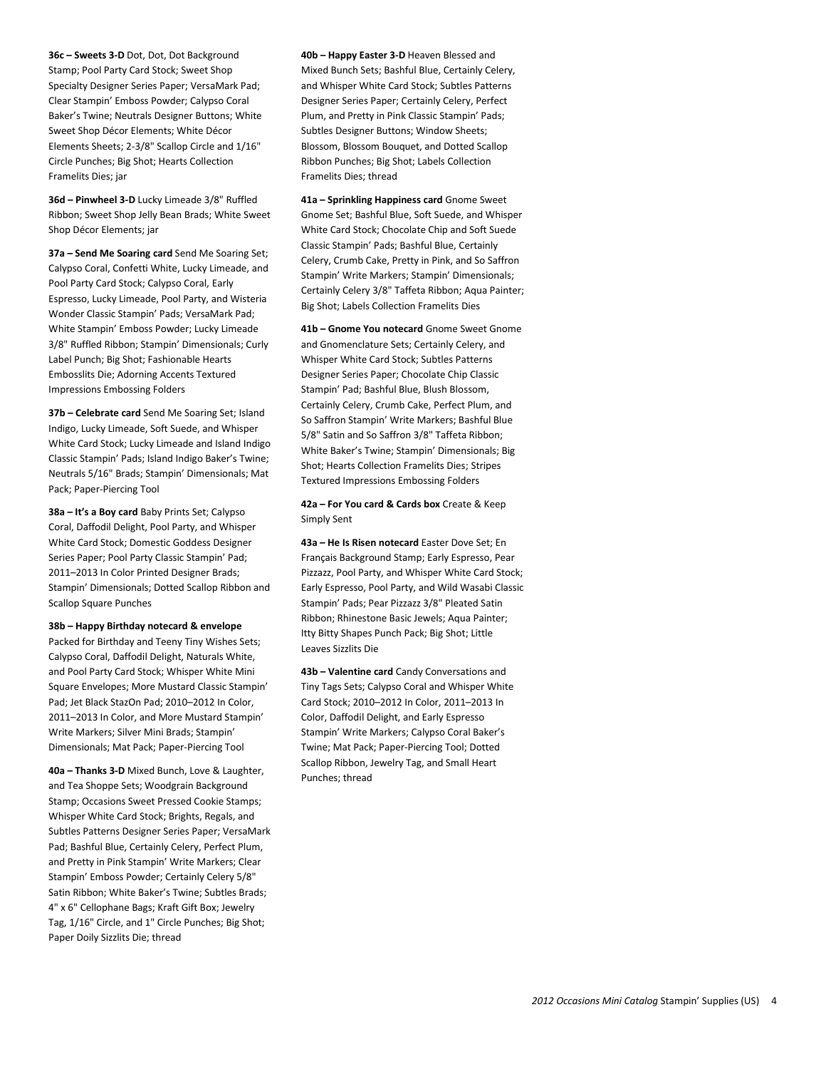**36c – Sweets 3-D** Dot, Dot, Dot Background Stamp; Pool Party Card Stock; Sweet Shop Specialty Designer Series Paper; VersaMark Pad; Clear Stampin' Emboss Powder; Calypso Coral Baker's Twine; Neutrals Designer Buttons; White Sweet Shop Décor Elements; White Décor Elements Sheets; 2-3/8" Scallop Circle and 1/16" Circle Punches; Big Shot; Hearts Collection Framelits Dies; jar

**36d – Pinwheel 3-D** Lucky Limeade 3/8" Ruffled Ribbon; Sweet Shop Jelly Bean Brads; White Sweet Shop Décor Elements; jar

**37a – Send Me Soaring card** Send Me Soaring Set; Calypso Coral, Confetti White, Lucky Limeade, and Pool Party Card Stock; Calypso Coral, Early Espresso, Lucky Limeade, Pool Party, and Wisteria Wonder Classic Stampin' Pads; VersaMark Pad; White Stampin' Emboss Powder; Lucky Limeade 3/8" Ruffled Ribbon; Stampin' Dimensionals; Curly Label Punch; Big Shot; Fashionable Hearts Embosslits Die; Adorning Accents Textured Impressions Embossing Folders

**37b – Celebrate card** Send Me Soaring Set; Island Indigo, Lucky Limeade, Soft Suede, and Whisper White Card Stock; Lucky Limeade and Island Indigo Classic Stampin' Pads; Island Indigo Baker's Twine; Neutrals 5/16" Brads; Stampin' Dimensionals; Mat Pack; Paper-Piercing Tool

**38a – It's a Boy card** Baby Prints Set; Calypso Coral, Daffodil Delight, Pool Party, and Whisper White Card Stock; Domestic Goddess Designer Series Paper; Pool Party Classic Stampin' Pad; 2011–2013 In Color Printed Designer Brads; Stampin' Dimensionals; Dotted Scallop Ribbon and Scallop Square Punches

**38b – Happy Birthday notecard & envelope** Packed for Birthday and Teeny Tiny Wishes Sets; Calypso Coral, Daffodil Delight, Naturals White, and Pool Party Card Stock; Whisper White Mini Square Envelopes; More Mustard Classic Stampin' Pad; Jet Black StazOn Pad; 2010–2012 In Color, 2011–2013 In Color, and More Mustard Stampin' Write Markers; Silver Mini Brads; Stampin' Dimensionals; Mat Pack; Paper-Piercing Tool

**40a – Thanks 3-D** Mixed Bunch, Love & Laughter, and Tea Shoppe Sets; Woodgrain Background Stamp; Occasions Sweet Pressed Cookie Stamps; Whisper White Card Stock; Brights, Regals, and Subtles Patterns Designer Series Paper; VersaMark Pad; Bashful Blue, Certainly Celery, Perfect Plum, and Pretty in Pink Stampin' Write Markers; Clear Stampin' Emboss Powder; Certainly Celery 5/8" Satin Ribbon; White Baker's Twine; Subtles Brads; 4" x 6" Cellophane Bags; Kraft Gift Box; Jewelry Tag, 1/16" Circle, and 1" Circle Punches; Big Shot; Paper Doily Sizzlits Die; thread

**40b – Happy Easter 3-D** Heaven Blessed and Mixed Bunch Sets; Bashful Blue, Certainly Celery, and Whisper White Card Stock; Subtles Patterns Designer Series Paper; Certainly Celery, Perfect Plum, and Pretty in Pink Classic Stampin' Pads; Subtles Designer Buttons; Window Sheets; Blossom, Blossom Bouquet, and Dotted Scallop Ribbon Punches; Big Shot; Labels Collection Framelits Dies; thread

**41a – Sprinkling Happiness card** Gnome Sweet Gnome Set; Bashful Blue, Soft Suede, and Whisper White Card Stock; Chocolate Chip and Soft Suede Classic Stampin' Pads; Bashful Blue, Certainly Celery, Crumb Cake, Pretty in Pink, and So Saffron Stampin' Write Markers; Stampin' Dimensionals; Certainly Celery 3/8" Taffeta Ribbon; Aqua Painter; Big Shot; Labels Collection Framelits Dies

**41b – Gnome You notecard** Gnome Sweet Gnome and Gnomenclature Sets; Certainly Celery, and Whisper White Card Stock; Subtles Patterns Designer Series Paper; Chocolate Chip Classic Stampin' Pad; Bashful Blue, Blush Blossom, Certainly Celery, Crumb Cake, Perfect Plum, and So Saffron Stampin' Write Markers; Bashful Blue 5/8" Satin and So Saffron 3/8" Taffeta Ribbon; White Baker's Twine; Stampin' Dimensionals; Big Shot; Hearts Collection Framelits Dies; Stripes Textured Impressions Embossing Folders

**42a – For You card & Cards box** Create & Keep Simply Sent

**43a – He Is Risen notecard** Easter Dove Set; En Français Background Stamp; Early Espresso, Pear Pizzazz, Pool Party, and Whisper White Card Stock; Early Espresso, Pool Party, and Wild Wasabi Classic Stampin' Pads; Pear Pizzazz 3/8" Pleated Satin Ribbon; Rhinestone Basic Jewels; Aqua Painter; Itty Bitty Shapes Punch Pack; Big Shot; Little Leaves Sizzlits Die

**43b – Valentine card** Candy Conversations and Tiny Tags Sets; Calypso Coral and Whisper White Card Stock; 2010–2012 In Color, 2011–2013 In Color, Daffodil Delight, and Early Espresso Stampin' Write Markers; Calypso Coral Baker's Twine; Mat Pack; Paper-Piercing Tool; Dotted Scallop Ribbon, Jewelry Tag, and Small Heart Punches; thread